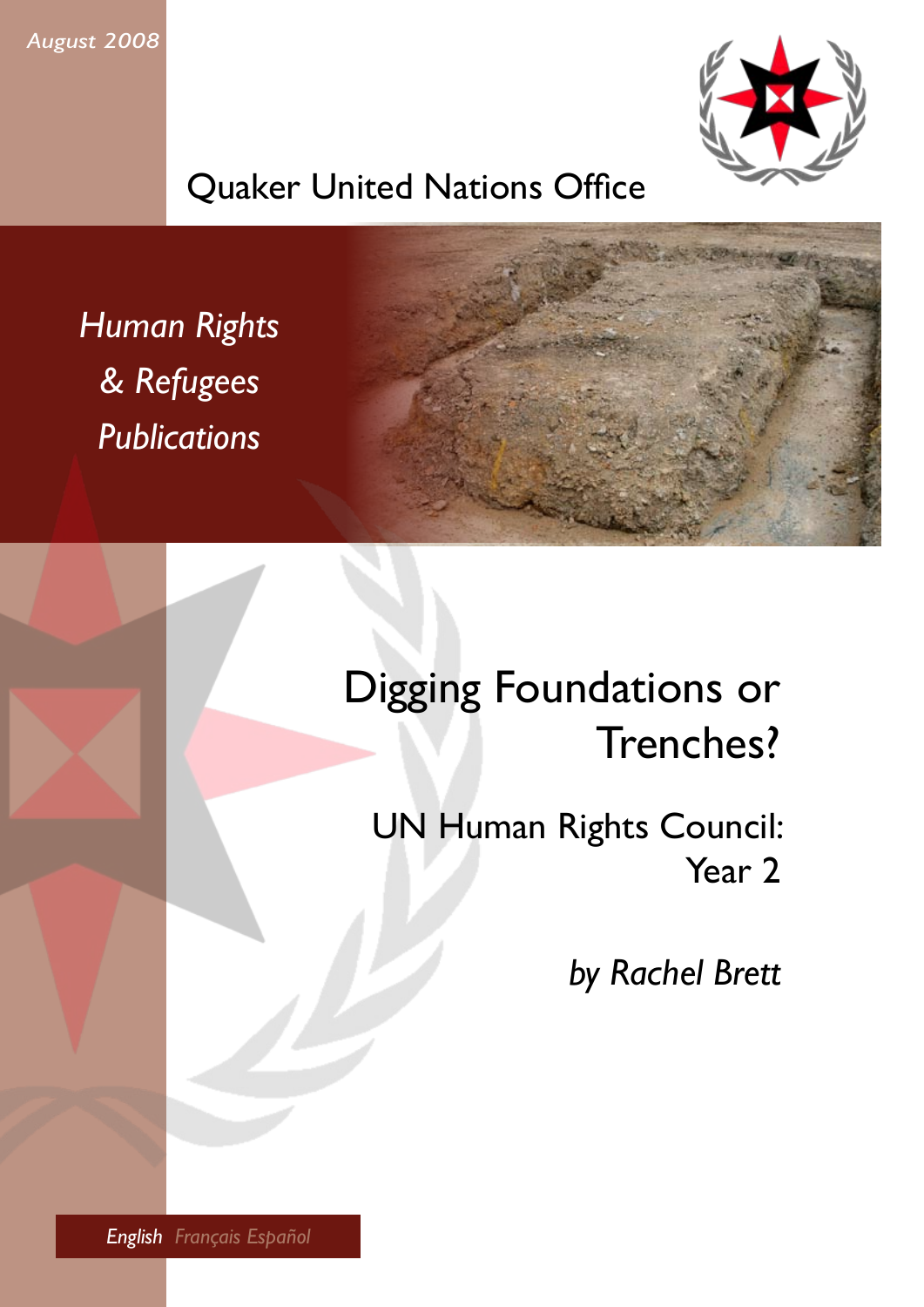*August 2008*

Quaker United Nations Office

*Human Rights & Refugees Publications*

# Digging Foundations or Trenches?

## UN Human Rights Council: Year 2

*by Rachel Brett*

*English* *Français* *Español*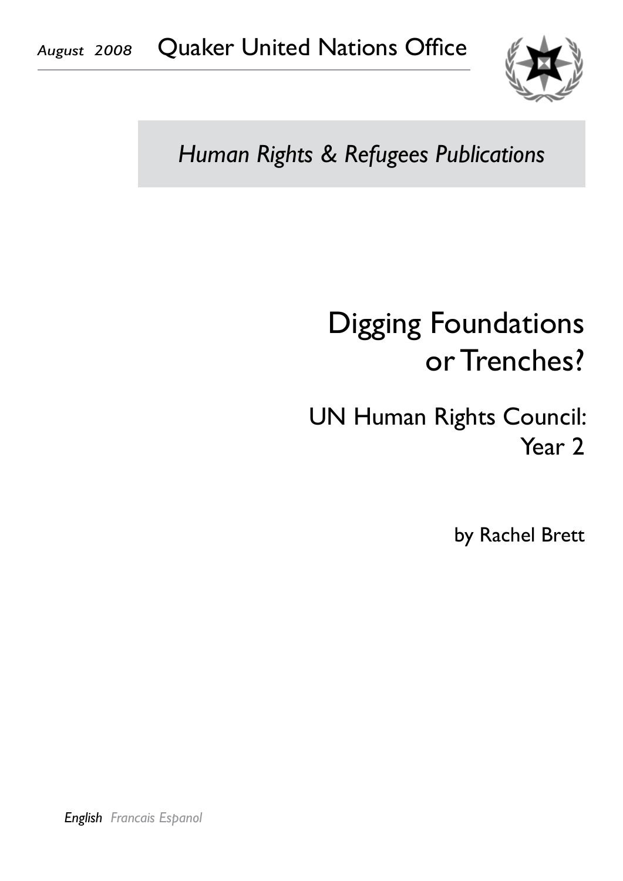*August 2008* Quaker United Nations Office

*Human Rights & Refugees Publications*

# Digging Foundations or Trenches?

## UN Human Rights Council: Year 2

by Rachel Brett

***English*** *Francais Espanol*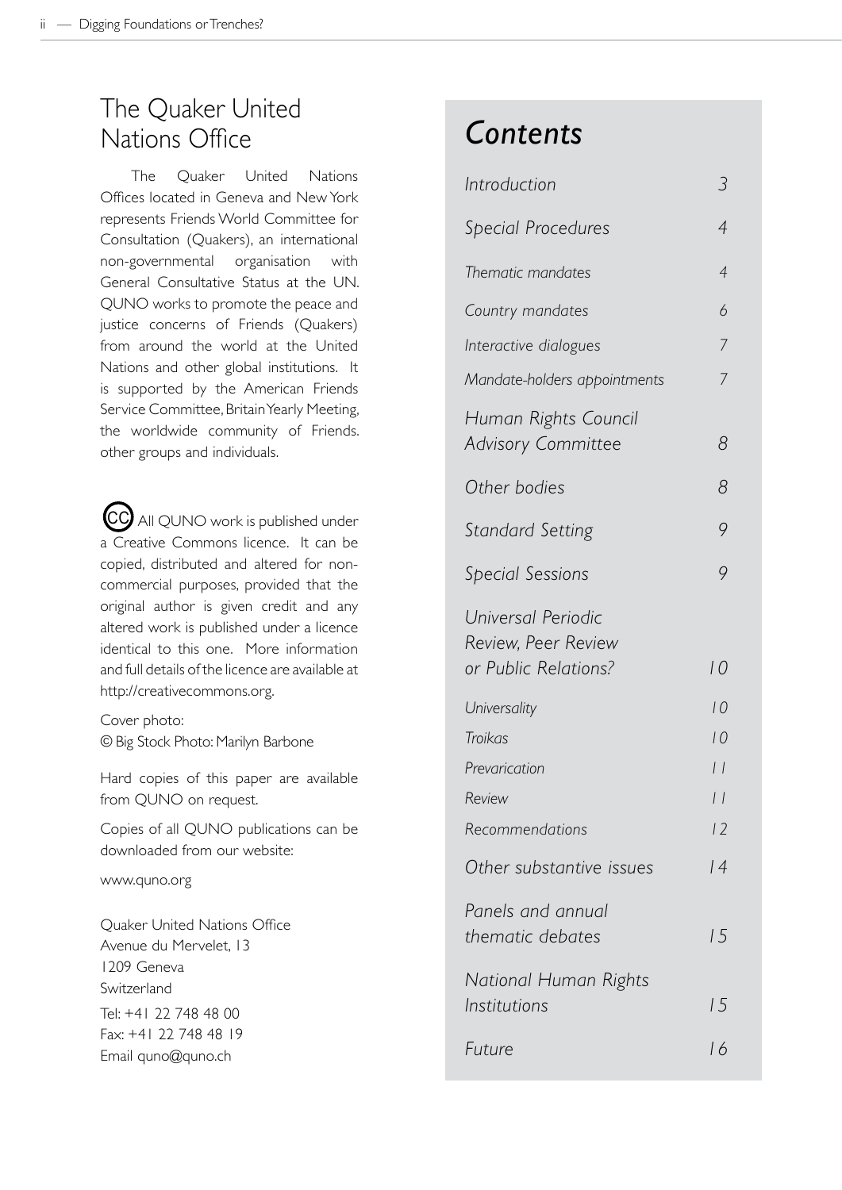## The Quaker United Nations Office

The Quaker United Nations Offices located in Geneva and New York represents Friends World Committee for Consultation (Quakers), an international non-governmental organisation with General Consultative Status at the UN. QUNO works to promote the peace and justice concerns of Friends (Quakers) from around the world at the United Nations and other global institutions. It is supported by the American Friends Service Committee, Britain Yearly Meeting, the worldwide community of Friends. other groups and individuals.

(CC) All QUNO work is published under a Creative Commons licence. It can be copied, distributed and altered for non-commercial purposes, provided that the original author is given credit and any altered work is published under a licence identical to this one. More information and full details of the licence are available at http://creativecommons.org.

Cover photo:
© Big Stock Photo: Marilyn Barbone

Hard copies of this paper are available from QUNO on request.

Copies of all QUNO publications can be downloaded from our website:

www.quno.org

Quaker United Nations Office
Avenue du Mervelet, 13
1209 Geneva
Switzerland
Tel: +41 22 748 48 00
Fax: +41 22 748 48 19
Email quno@quno.ch

## *Contents*

| | |
|---|---|
| *Introduction* | 3 |
| *Special Procedures* | 4 |
| *Thematic mandates* | 4 |
| *Country mandates* | 6 |
| *Interactive dialogues* | 7 |
| *Mandate-holders appointments* | 7 |
| *Human Rights Council Advisory Committee* | 8 |
| *Other bodies* | 8 |
| *Standard Setting* | 9 |
| *Special Sessions* | 9 |
| *Universal Periodic Review, Peer Review or Public Relations?* | 10 |
| *Universality* | 10 |
| *Troikas* | 10 |
| *Prevarication* | 11 |
| *Review* | 11 |
| *Recommendations* | 12 |
| *Other substantive issues* | 14 |
| *Panels and annual thematic debates* | 15 |
| *National Human Rights Institutions* | 15 |
| *Future* | 16 |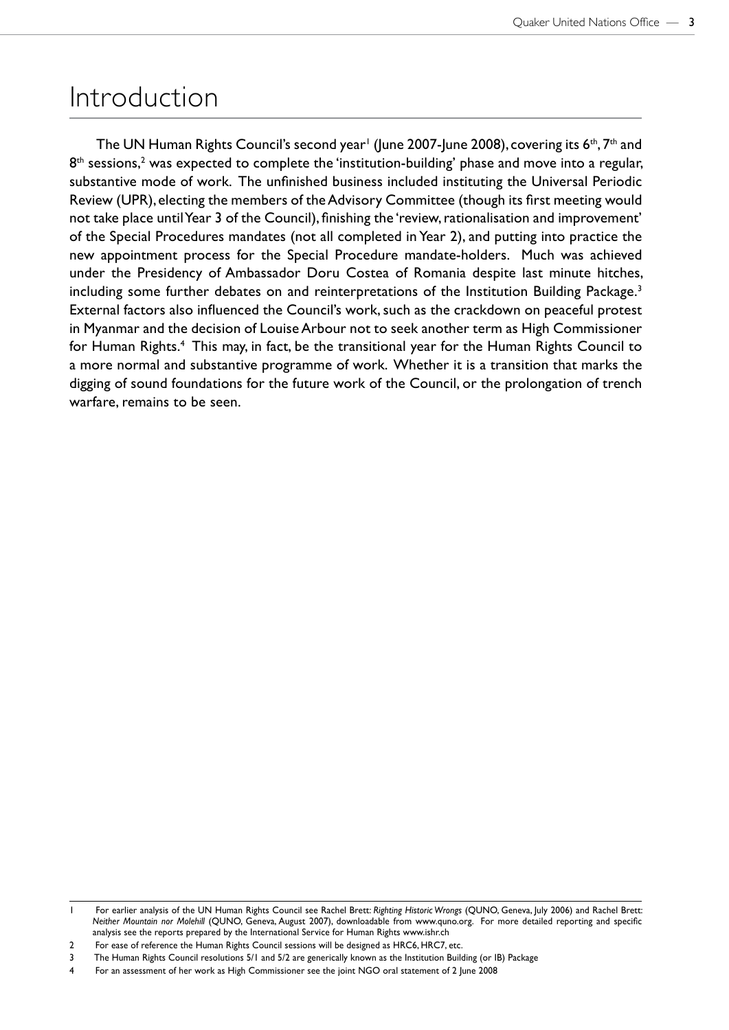# Introduction

The UN Human Rights Council's second year[1] (June 2007-June 2008), covering its 6th, 7th and 8th sessions,[2] was expected to complete the 'institution-building' phase and move into a regular, substantive mode of work. The unfinished business included instituting the Universal Periodic Review (UPR), electing the members of the Advisory Committee (though its first meeting would not take place until Year 3 of the Council), finishing the 'review, rationalisation and improvement' of the Special Procedures mandates (not all completed in Year 2), and putting into practice the new appointment process for the Special Procedure mandate-holders. Much was achieved under the Presidency of Ambassador Doru Costea of Romania despite last minute hitches, including some further debates on and reinterpretations of the Institution Building Package.[3] External factors also influenced the Council's work, such as the crackdown on peaceful protest in Myanmar and the decision of Louise Arbour not to seek another term as High Commissioner for Human Rights.[4] This may, in fact, be the transitional year for the Human Rights Council to a more normal and substantive programme of work. Whether it is a transition that marks the digging of sound foundations for the future work of the Council, or the prolongation of trench warfare, remains to be seen.

---

1 For earlier analysis of the UN Human Rights Council see Rachel Brett: *Righting Historic Wrongs* (QUNO, Geneva, July 2006) and Rachel Brett: *Neither Mountain nor Molehill* (QUNO, Geneva, August 2007), downloadable from www.quno.org. For more detailed reporting and specific analysis see the reports prepared by the International Service for Human Rights www.ishr.ch

2 For ease of reference the Human Rights Council sessions will be designed as HRC6, HRC7, etc.

3 The Human Rights Council resolutions 5/1 and 5/2 are generically known as the Institution Building (or IB) Package

4 For an assessment of her work as High Commissioner see the joint NGO oral statement of 2 June 2008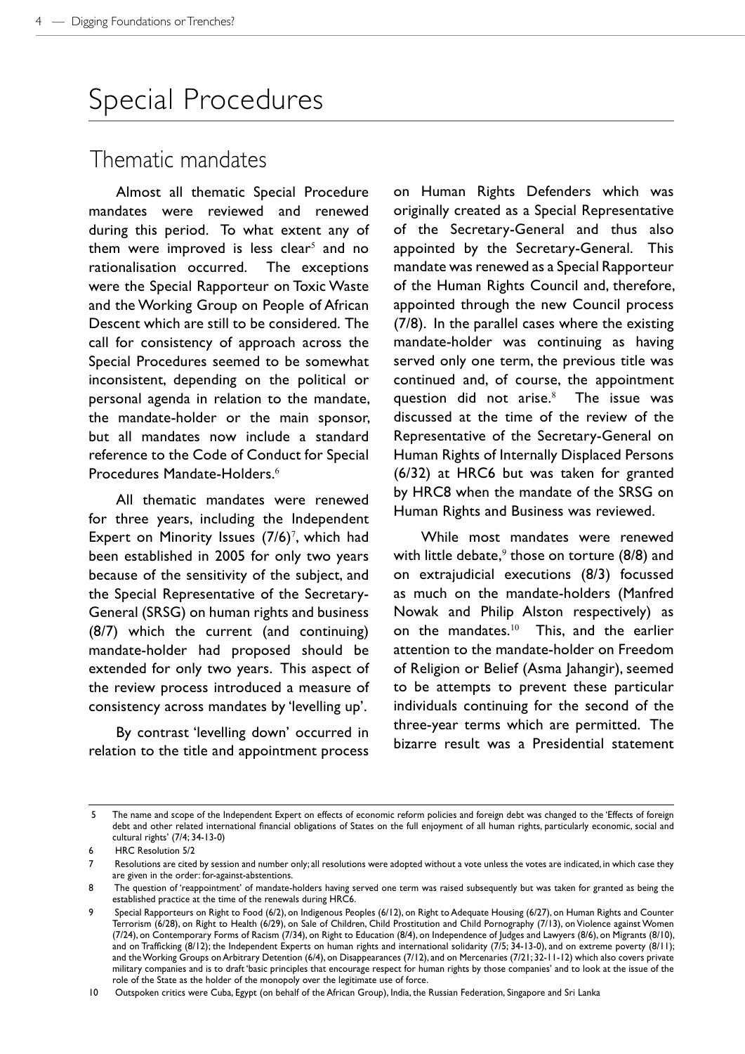# Special Procedures

## Thematic mandates

Almost all thematic Special Procedure mandates were reviewed and renewed during this period. To what extent any of them were improved is less clear[5] and no rationalisation occurred. The exceptions were the Special Rapporteur on Toxic Waste and the Working Group on People of African Descent which are still to be considered. The call for consistency of approach across the Special Procedures seemed to be somewhat inconsistent, depending on the political or personal agenda in relation to the mandate, the mandate-holder or the main sponsor, but all mandates now include a standard reference to the Code of Conduct for Special Procedures Mandate-Holders.[6]

All thematic mandates were renewed for three years, including the Independent Expert on Minority Issues (7/6)[7], which had been established in 2005 for only two years because of the sensitivity of the subject, and the Special Representative of the Secretary-General (SRSG) on human rights and business (8/7) which the current (and continuing) mandate-holder had proposed should be extended for only two years. This aspect of the review process introduced a measure of consistency across mandates by 'levelling up'.

By contrast 'levelling down' occurred in relation to the title and appointment process on Human Rights Defenders which was originally created as a Special Representative of the Secretary-General and thus also appointed by the Secretary-General. This mandate was renewed as a Special Rapporteur of the Human Rights Council and, therefore, appointed through the new Council process (7/8). In the parallel cases where the existing mandate-holder was continuing as having served only one term, the previous title was continued and, of course, the appointment question did not arise.[8] The issue was discussed at the time of the review of the Representative of the Secretary-General on Human Rights of Internally Displaced Persons (6/32) at HRC6 but was taken for granted by HRC8 when the mandate of the SRSG on Human Rights and Business was reviewed.

While most mandates were renewed with little debate,[9] those on torture (8/8) and on extrajudicial executions (8/3) focussed as much on the mandate-holders (Manfred Nowak and Philip Alston respectively) as on the mandates.[10] This, and the earlier attention to the mandate-holder on Freedom of Religion or Belief (Asma Jahangir), seemed to be attempts to prevent these particular individuals continuing for the second of the three-year terms which are permitted. The bizarre result was a Presidential statement

---

5 The name and scope of the Independent Expert on effects of economic reform policies and foreign debt was changed to the 'Effects of foreign debt and other related international financial obligations of States on the full enjoyment of all human rights, particularly economic, social and cultural rights' (7/4; 34-13-0)

6 HRC Resolution 5/2

7 Resolutions are cited by session and number only; all resolutions were adopted without a vote unless the votes are indicated, in which case they are given in the order: for-against-abstentions.

8 The question of 'reappointment' of mandate-holders having served one term was raised subsequently but was taken for granted as being the established practice at the time of the renewals during HRC6.

9 Special Rapporteurs on Right to Food (6/2), on Indigenous Peoples (6/12), on Right to Adequate Housing (6/27), on Human Rights and Counter Terrorism (6/28), on Right to Health (6/29), on Sale of Children, Child Prostitution and Child Pornography (7/13), on Violence against Women (7/24), on Contemporary Forms of Racism (7/34), on Right to Education (8/4), on Independence of Judges and Lawyers (8/6), on Migrants (8/10), and on Trafficking (8/12); the Independent Experts on human rights and international solidarity (7/5; 34-13-0), and on extreme poverty (8/11); and the Working Groups on Arbitrary Detention (6/4), on Disappearances (7/12), and on Mercenaries (7/21; 32-11-12) which also covers private military companies and is to draft 'basic principles that encourage respect for human rights by those companies' and to look at the issue of the role of the State as the holder of the monopoly over the legitimate use of force.

10 Outspoken critics were Cuba, Egypt (on behalf of the African Group), India, the Russian Federation, Singapore and Sri Lanka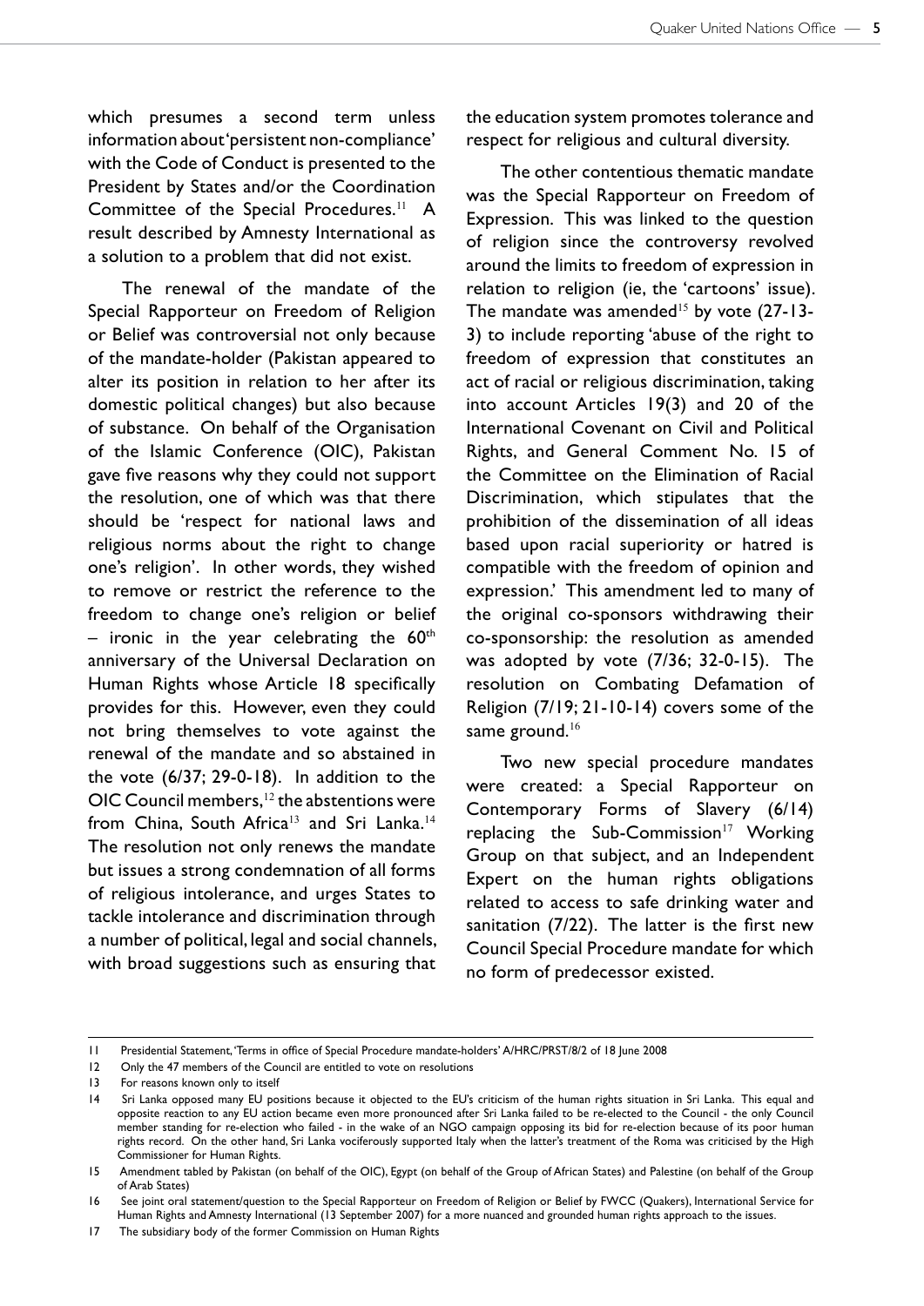which presumes a second term unless information about 'persistent non-compliance' with the Code of Conduct is presented to the President by States and/or the Coordination Committee of the Special Procedures.[11] A result described by Amnesty International as a solution to a problem that did not exist.

The renewal of the mandate of the Special Rapporteur on Freedom of Religion or Belief was controversial not only because of the mandate-holder (Pakistan appeared to alter its position in relation to her after its domestic political changes) but also because of substance. On behalf of the Organisation of the Islamic Conference (OIC), Pakistan gave five reasons why they could not support the resolution, one of which was that there should be 'respect for national laws and religious norms about the right to change one's religion'. In other words, they wished to remove or restrict the reference to the freedom to change one's religion or belief – ironic in the year celebrating the 60th anniversary of the Universal Declaration on Human Rights whose Article 18 specifically provides for this. However, even they could not bring themselves to vote against the renewal of the mandate and so abstained in the vote (6/37; 29-0-18). In addition to the OIC Council members,[12] the abstentions were from China, South Africa[13] and Sri Lanka.[14] The resolution not only renews the mandate but issues a strong condemnation of all forms of religious intolerance, and urges States to tackle intolerance and discrimination through a number of political, legal and social channels, with broad suggestions such as ensuring that the education system promotes tolerance and respect for religious and cultural diversity.

The other contentious thematic mandate was the Special Rapporteur on Freedom of Expression. This was linked to the question of religion since the controversy revolved around the limits to freedom of expression in relation to religion (ie, the 'cartoons' issue). The mandate was amended[15] by vote (27-13-3) to include reporting 'abuse of the right to freedom of expression that constitutes an act of racial or religious discrimination, taking into account Articles 19(3) and 20 of the International Covenant on Civil and Political Rights, and General Comment No. 15 of the Committee on the Elimination of Racial Discrimination, which stipulates that the prohibition of the dissemination of all ideas based upon racial superiority or hatred is compatible with the freedom of opinion and expression.' This amendment led to many of the original co-sponsors withdrawing their co-sponsorship: the resolution as amended was adopted by vote (7/36; 32-0-15). The resolution on Combating Defamation of Religion (7/19; 21-10-14) covers some of the same ground.[16]

Two new special procedure mandates were created: a Special Rapporteur on Contemporary Forms of Slavery (6/14) replacing the Sub-Commission[17] Working Group on that subject, and an Independent Expert on the human rights obligations related to access to safe drinking water and sanitation (7/22). The latter is the first new Council Special Procedure mandate for which no form of predecessor existed.

---

11 Presidential Statement, 'Terms in office of Special Procedure mandate-holders' A/HRC/PRST/8/2 of 18 June 2008

12 Only the 47 members of the Council are entitled to vote on resolutions

13 For reasons known only to itself

14 Sri Lanka opposed many EU positions because it objected to the EU's criticism of the human rights situation in Sri Lanka. This equal and opposite reaction to any EU action became even more pronounced after Sri Lanka failed to be re-elected to the Council - the only Council member standing for re-election who failed - in the wake of an NGO campaign opposing its bid for re-election because of its poor human rights record. On the other hand, Sri Lanka vociferously supported Italy when the latter's treatment of the Roma was criticised by the High Commissioner for Human Rights.

15 Amendment tabled by Pakistan (on behalf of the OIC), Egypt (on behalf of the Group of African States) and Palestine (on behalf of the Group of Arab States)

16 See joint oral statement/question to the Special Rapporteur on Freedom of Religion or Belief by FWCC (Quakers), International Service for Human Rights and Amnesty International (13 September 2007) for a more nuanced and grounded human rights approach to the issues.

17 The subsidiary body of the former Commission on Human Rights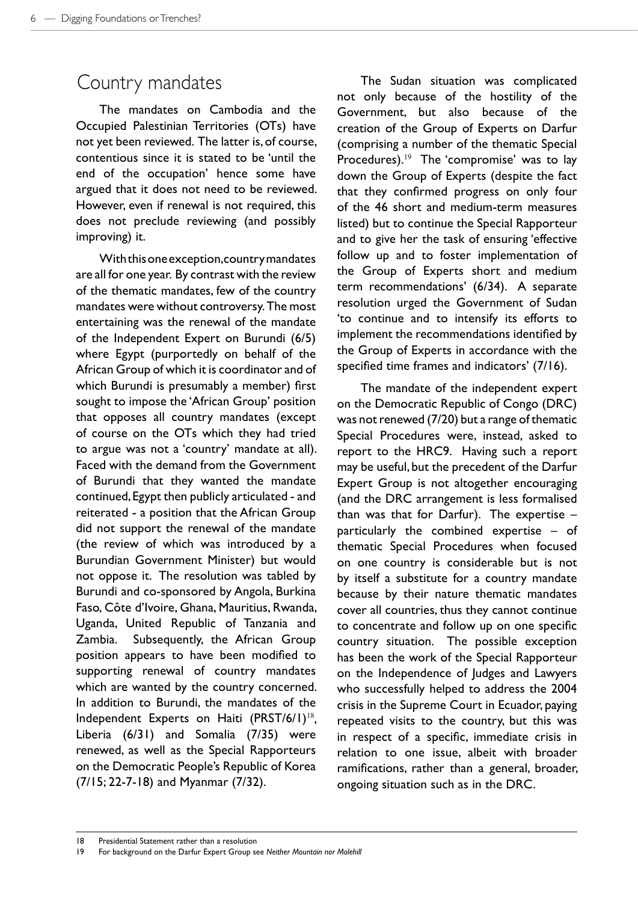## Country mandates

The mandates on Cambodia and the Occupied Palestinian Territories (OTs) have not yet been reviewed. The latter is, of course, contentious since it is stated to be 'until the end of the occupation' hence some have argued that it does not need to be reviewed. However, even if renewal is not required, this does not preclude reviewing (and possibly improving) it.

With this one exception, country mandates are all for one year. By contrast with the review of the thematic mandates, few of the country mandates were without controversy. The most entertaining was the renewal of the mandate of the Independent Expert on Burundi (6/5) where Egypt (purportedly on behalf of the African Group of which it is coordinator and of which Burundi is presumably a member) first sought to impose the 'African Group' position that opposes all country mandates (except of course on the OTs which they had tried to argue was not a 'country' mandate at all). Faced with the demand from the Government of Burundi that they wanted the mandate continued, Egypt then publicly articulated - and reiterated - a position that the African Group did not support the renewal of the mandate (the review of which was introduced by a Burundian Government Minister) but would not oppose it. The resolution was tabled by Burundi and co-sponsored by Angola, Burkina Faso, Côte d'Ivoire, Ghana, Mauritius, Rwanda, Uganda, United Republic of Tanzania and Zambia. Subsequently, the African Group position appears to have been modified to supporting renewal of country mandates which are wanted by the country concerned. In addition to Burundi, the mandates of the Independent Experts on Haiti (PRST/6/1)[18], Liberia (6/31) and Somalia (7/35) were renewed, as well as the Special Rapporteurs on the Democratic People's Republic of Korea (7/15; 22-7-18) and Myanmar (7/32).

The Sudan situation was complicated not only because of the hostility of the Government, but also because of the creation of the Group of Experts on Darfur (comprising a number of the thematic Special Procedures).[19] The 'compromise' was to lay down the Group of Experts (despite the fact that they confirmed progress on only four of the 46 short and medium-term measures listed) but to continue the Special Rapporteur and to give her the task of ensuring 'effective follow up and to foster implementation of the Group of Experts short and medium term recommendations' (6/34). A separate resolution urged the Government of Sudan 'to continue and to intensify its efforts to implement the recommendations identified by the Group of Experts in accordance with the specified time frames and indicators' (7/16).

The mandate of the independent expert on the Democratic Republic of Congo (DRC) was not renewed (7/20) but a range of thematic Special Procedures were, instead, asked to report to the HRC9. Having such a report may be useful, but the precedent of the Darfur Expert Group is not altogether encouraging (and the DRC arrangement is less formalised than was that for Darfur). The expertise – particularly the combined expertise – of thematic Special Procedures when focused on one country is considerable but is not by itself a substitute for a country mandate because by their nature thematic mandates cover all countries, thus they cannot continue to concentrate and follow up on one specific country situation. The possible exception has been the work of the Special Rapporteur on the Independence of Judges and Lawyers who successfully helped to address the 2004 crisis in the Supreme Court in Ecuador, paying repeated visits to the country, but this was in respect of a specific, immediate crisis in relation to one issue, albeit with broader ramifications, rather than a general, broader, ongoing situation such as in the DRC.

---

18 Presidential Statement rather than a resolution

19 For background on the Darfur Expert Group see *Neither Mountain nor Molehill*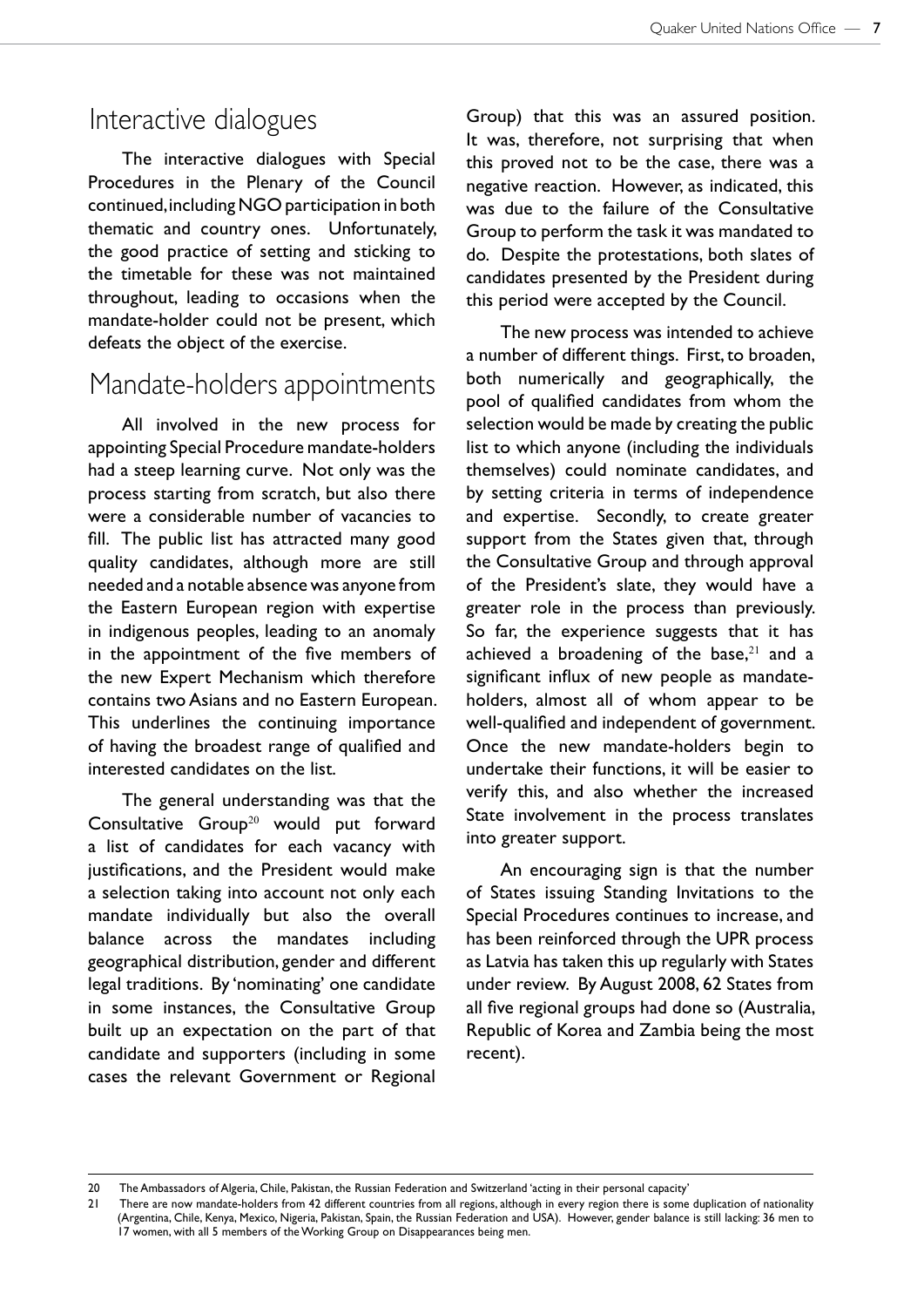## Interactive dialogues

The interactive dialogues with Special Procedures in the Plenary of the Council continued, including NGO participation in both thematic and country ones. Unfortunately, the good practice of setting and sticking to the timetable for these was not maintained throughout, leading to occasions when the mandate-holder could not be present, which defeats the object of the exercise.

## Mandate-holders appointments

All involved in the new process for appointing Special Procedure mandate-holders had a steep learning curve. Not only was the process starting from scratch, but also there were a considerable number of vacancies to fill. The public list has attracted many good quality candidates, although more are still needed and a notable absence was anyone from the Eastern European region with expertise in indigenous peoples, leading to an anomaly in the appointment of the five members of the new Expert Mechanism which therefore contains two Asians and no Eastern European. This underlines the continuing importance of having the broadest range of qualified and interested candidates on the list.

The general understanding was that the Consultative Group[20] would put forward a list of candidates for each vacancy with justifications, and the President would make a selection taking into account not only each mandate individually but also the overall balance across the mandates including geographical distribution, gender and different legal traditions. By 'nominating' one candidate in some instances, the Consultative Group built up an expectation on the part of that candidate and supporters (including in some cases the relevant Government or Regional Group) that this was an assured position. It was, therefore, not surprising that when this proved not to be the case, there was a negative reaction. However, as indicated, this was due to the failure of the Consultative Group to perform the task it was mandated to do. Despite the protestations, both slates of candidates presented by the President during this period were accepted by the Council.

The new process was intended to achieve a number of different things. First, to broaden, both numerically and geographically, the pool of qualified candidates from whom the selection would be made by creating the public list to which anyone (including the individuals themselves) could nominate candidates, and by setting criteria in terms of independence and expertise. Secondly, to create greater support from the States given that, through the Consultative Group and through approval of the President's slate, they would have a greater role in the process than previously. So far, the experience suggests that it has achieved a broadening of the base,[21] and a significant influx of new people as mandate-holders, almost all of whom appear to be well-qualified and independent of government. Once the new mandate-holders begin to undertake their functions, it will be easier to verify this, and also whether the increased State involvement in the process translates into greater support.

An encouraging sign is that the number of States issuing Standing Invitations to the Special Procedures continues to increase, and has been reinforced through the UPR process as Latvia has taken this up regularly with States under review. By August 2008, 62 States from all five regional groups had done so (Australia, Republic of Korea and Zambia being the most recent).

---

20 The Ambassadors of Algeria, Chile, Pakistan, the Russian Federation and Switzerland 'acting in their personal capacity'

21 There are now mandate-holders from 42 different countries from all regions, although in every region there is some duplication of nationality (Argentina, Chile, Kenya, Mexico, Nigeria, Pakistan, Spain, the Russian Federation and USA). However, gender balance is still lacking: 36 men to 17 women, with all 5 members of the Working Group on Disappearances being men.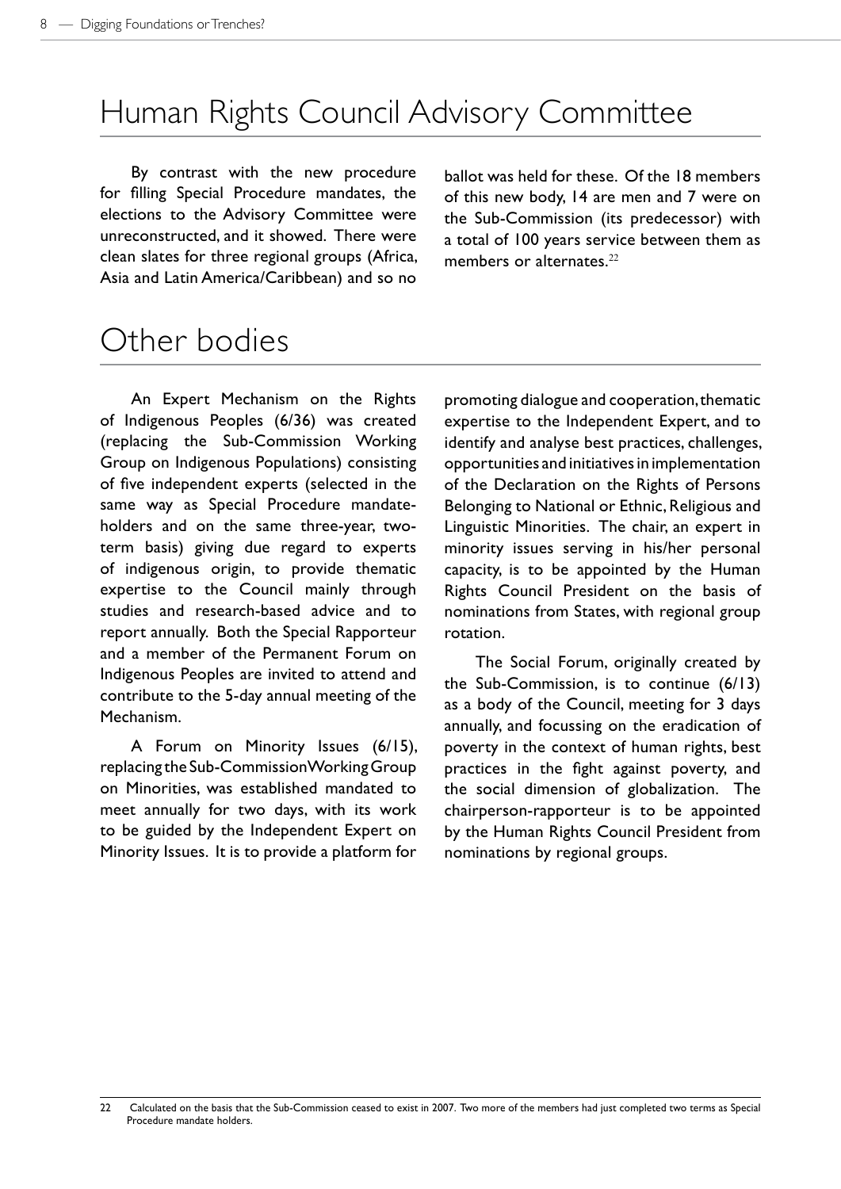# Human Rights Council Advisory Committee

By contrast with the new procedure for filling Special Procedure mandates, the elections to the Advisory Committee were unreconstructed, and it showed. There were clean slates for three regional groups (Africa, Asia and Latin America/Caribbean) and so no ballot was held for these. Of the 18 members of this new body, 14 are men and 7 were on the Sub-Commission (its predecessor) with a total of 100 years service between them as members or alternates.[22]

# Other bodies

An Expert Mechanism on the Rights of Indigenous Peoples (6/36) was created (replacing the Sub-Commission Working Group on Indigenous Populations) consisting of five independent experts (selected in the same way as Special Procedure mandate-holders and on the same three-year, two-term basis) giving due regard to experts of indigenous origin, to provide thematic expertise to the Council mainly through studies and research-based advice and to report annually. Both the Special Rapporteur and a member of the Permanent Forum on Indigenous Peoples are invited to attend and contribute to the 5-day annual meeting of the Mechanism.

A Forum on Minority Issues (6/15), replacing the Sub-Commission Working Group on Minorities, was established mandated to meet annually for two days, with its work to be guided by the Independent Expert on Minority Issues. It is to provide a platform for promoting dialogue and cooperation, thematic expertise to the Independent Expert, and to identify and analyse best practices, challenges, opportunities and initiatives in implementation of the Declaration on the Rights of Persons Belonging to National or Ethnic, Religious and Linguistic Minorities. The chair, an expert in minority issues serving in his/her personal capacity, is to be appointed by the Human Rights Council President on the basis of nominations from States, with regional group rotation.

The Social Forum, originally created by the Sub-Commission, is to continue (6/13) as a body of the Council, meeting for 3 days annually, and focussing on the eradication of poverty in the context of human rights, best practices in the fight against poverty, and the social dimension of globalization. The chairperson-rapporteur is to be appointed by the Human Rights Council President from nominations by regional groups.

---

22 Calculated on the basis that the Sub-Commission ceased to exist in 2007. Two more of the members had just completed two terms as Special Procedure mandate holders.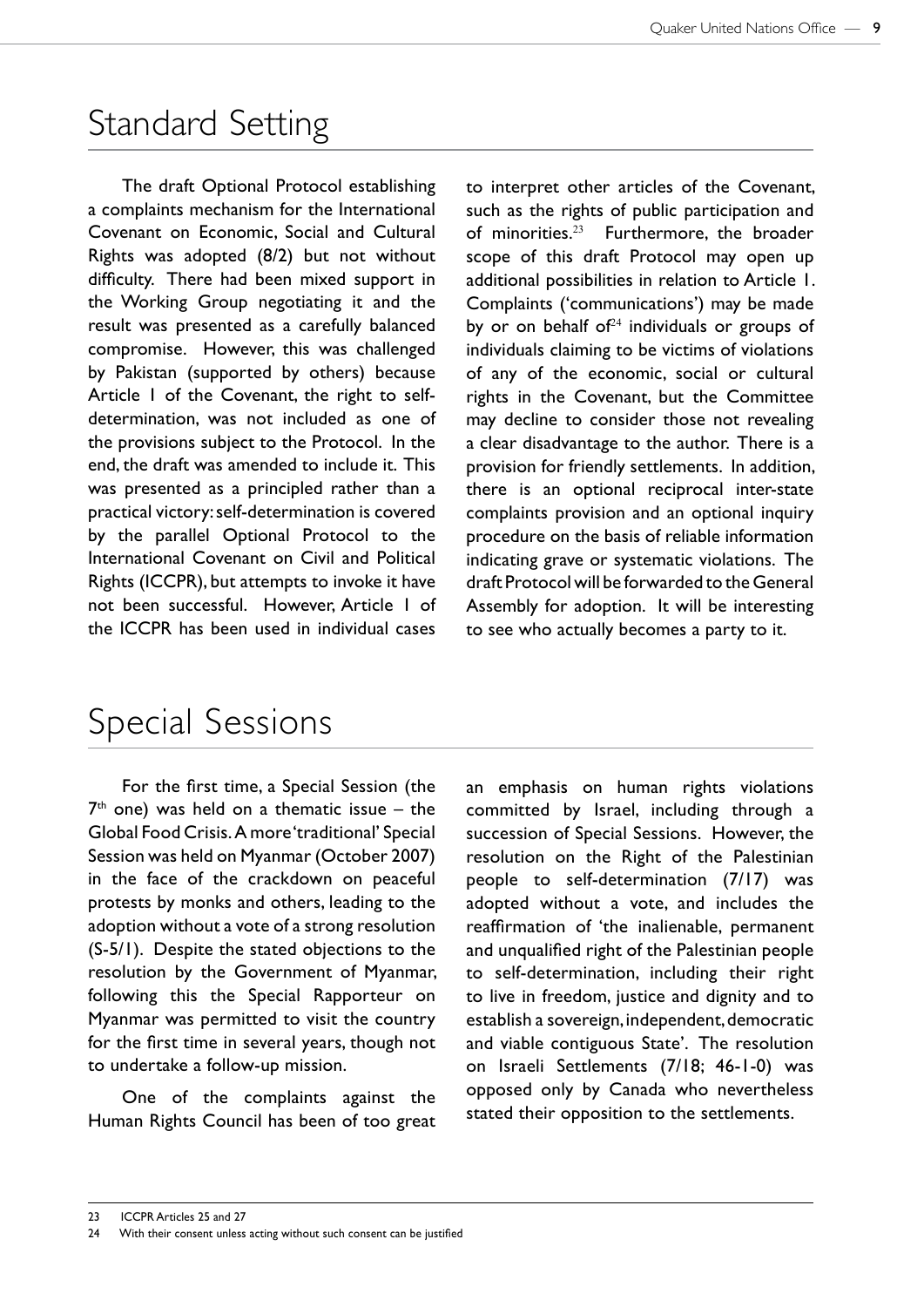# Standard Setting

The draft Optional Protocol establishing a complaints mechanism for the International Covenant on Economic, Social and Cultural Rights was adopted (8/2) but not without difficulty. There had been mixed support in the Working Group negotiating it and the result was presented as a carefully balanced compromise. However, this was challenged by Pakistan (supported by others) because Article 1 of the Covenant, the right to self-determination, was not included as one of the provisions subject to the Protocol. In the end, the draft was amended to include it. This was presented as a principled rather than a practical victory: self-determination is covered by the parallel Optional Protocol to the International Covenant on Civil and Political Rights (ICCPR), but attempts to invoke it have not been successful. However, Article 1 of the ICCPR has been used in individual cases to interpret other articles of the Covenant, such as the rights of public participation and of minorities.[23] Furthermore, the broader scope of this draft Protocol may open up additional possibilities in relation to Article 1. Complaints ('communications') may be made by or on behalf of[24] individuals or groups of individuals claiming to be victims of violations of any of the economic, social or cultural rights in the Covenant, but the Committee may decline to consider those not revealing a clear disadvantage to the author. There is a provision for friendly settlements. In addition, there is an optional reciprocal inter-state complaints provision and an optional inquiry procedure on the basis of reliable information indicating grave or systematic violations. The draft Protocol will be forwarded to the General Assembly for adoption. It will be interesting to see who actually becomes a party to it.

# Special Sessions

For the first time, a Special Session (the 7th one) was held on a thematic issue – the Global Food Crisis. A more 'traditional' Special Session was held on Myanmar (October 2007) in the face of the crackdown on peaceful protests by monks and others, leading to the adoption without a vote of a strong resolution (S-5/1). Despite the stated objections to the resolution by the Government of Myanmar, following this the Special Rapporteur on Myanmar was permitted to visit the country for the first time in several years, though not to undertake a follow-up mission.

One of the complaints against the Human Rights Council has been of too great an emphasis on human rights violations committed by Israel, including through a succession of Special Sessions. However, the resolution on the Right of the Palestinian people to self-determination (7/17) was adopted without a vote, and includes the reaffirmation of 'the inalienable, permanent and unqualified right of the Palestinian people to self-determination, including their right to live in freedom, justice and dignity and to establish a sovereign, independent, democratic and viable contiguous State'. The resolution on Israeli Settlements (7/18; 46-1-0) was opposed only by Canada who nevertheless stated their opposition to the settlements.

---

23 ICCPR Articles 25 and 27

24 With their consent unless acting without such consent can be justified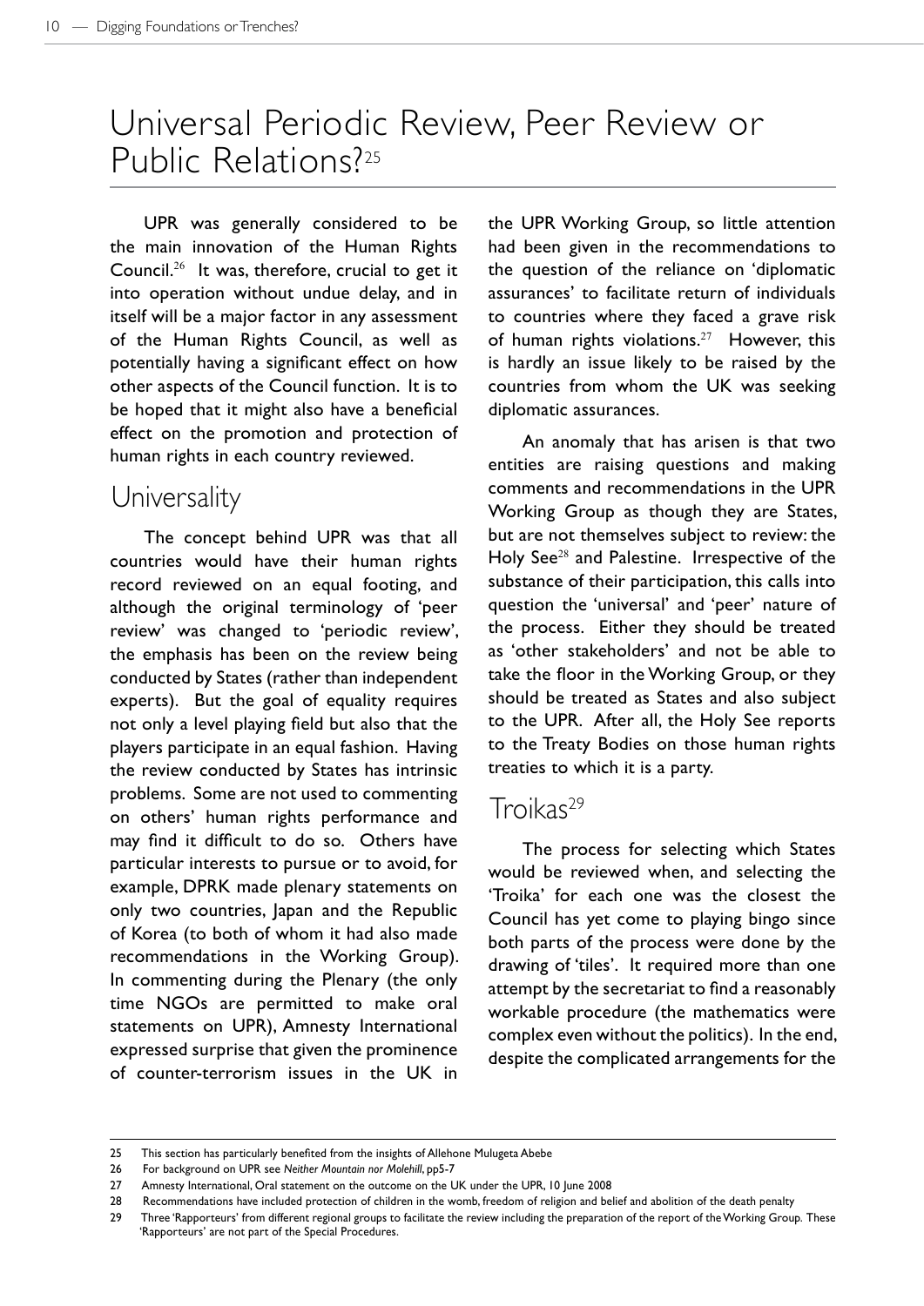# Universal Periodic Review, Peer Review or Public Relations?[25]

UPR was generally considered to be the main innovation of the Human Rights Council.[26] It was, therefore, crucial to get it into operation without undue delay, and in itself will be a major factor in any assessment of the Human Rights Council, as well as potentially having a significant effect on how other aspects of the Council function. It is to be hoped that it might also have a beneficial effect on the promotion and protection of human rights in each country reviewed.

## Universality

The concept behind UPR was that all countries would have their human rights record reviewed on an equal footing, and although the original terminology of 'peer review' was changed to 'periodic review', the emphasis has been on the review being conducted by States (rather than independent experts). But the goal of equality requires not only a level playing field but also that the players participate in an equal fashion. Having the review conducted by States has intrinsic problems. Some are not used to commenting on others' human rights performance and may find it difficult to do so. Others have particular interests to pursue or to avoid, for example, DPRK made plenary statements on only two countries, Japan and the Republic of Korea (to both of whom it had also made recommendations in the Working Group). In commenting during the Plenary (the only time NGOs are permitted to make oral statements on UPR), Amnesty International expressed surprise that given the prominence of counter-terrorism issues in the UK in the UPR Working Group, so little attention had been given in the recommendations to the question of the reliance on 'diplomatic assurances' to facilitate return of individuals to countries where they faced a grave risk of human rights violations.[27] However, this is hardly an issue likely to be raised by the countries from whom the UK was seeking diplomatic assurances.

An anomaly that has arisen is that two entities are raising questions and making comments and recommendations in the UPR Working Group as though they are States, but are not themselves subject to review: the Holy See[28] and Palestine. Irrespective of the substance of their participation, this calls into question the 'universal' and 'peer' nature of the process. Either they should be treated as 'other stakeholders' and not be able to take the floor in the Working Group, or they should be treated as States and also subject to the UPR. After all, the Holy See reports to the Treaty Bodies on those human rights treaties to which it is a party.

## Troikas[29]

The process for selecting which States would be reviewed when, and selecting the 'Troika' for each one was the closest the Council has yet come to playing bingo since both parts of the process were done by the drawing of 'tiles'. It required more than one attempt by the secretariat to find a reasonably workable procedure (the mathematics were complex even without the politics). In the end, despite the complicated arrangements for the

---

25 This section has particularly benefited from the insights of Allehone Mulugeta Abebe

26 For background on UPR see *Neither Mountain nor Molehill*, pp5-7

27 Amnesty International, Oral statement on the outcome on the UK under the UPR, 10 June 2008

28 Recommendations have included protection of children in the womb, freedom of religion and belief and abolition of the death penalty

29 Three 'Rapporteurs' from different regional groups to facilitate the review including the preparation of the report of the Working Group. These 'Rapporteurs' are not part of the Special Procedures.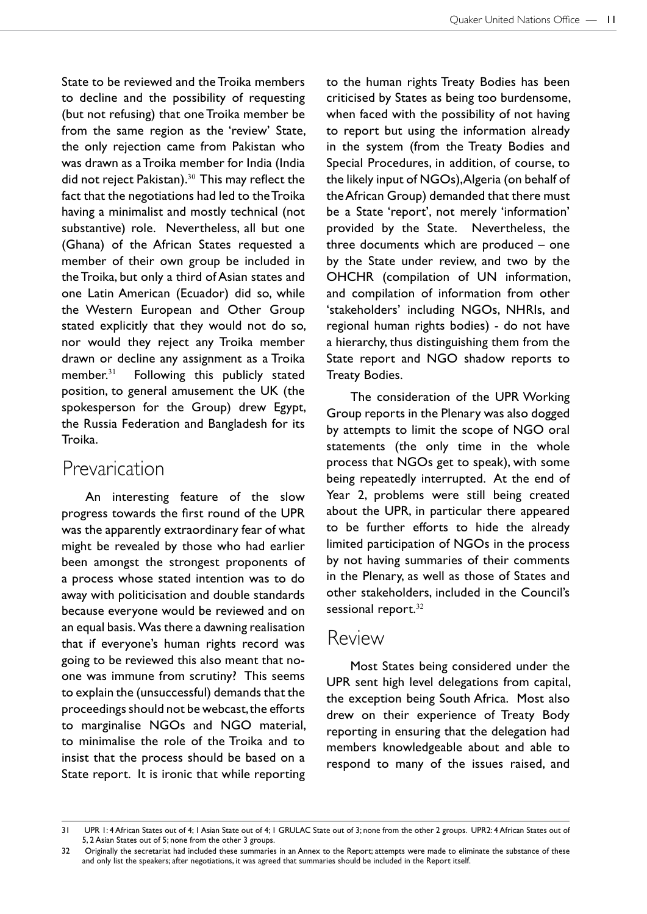State to be reviewed and the Troika members to decline and the possibility of requesting (but not refusing) that one Troika member be from the same region as the 'review' State, the only rejection came from Pakistan who was drawn as a Troika member for India (India did not reject Pakistan).[30] This may reflect the fact that the negotiations had led to the Troika having a minimalist and mostly technical (not substantive) role. Nevertheless, all but one (Ghana) of the African States requested a member of their own group be included in the Troika, but only a third of Asian states and one Latin American (Ecuador) did so, while the Western European and Other Group stated explicitly that they would not do so, nor would they reject any Troika member drawn or decline any assignment as a Troika member.[31] Following this publicly stated position, to general amusement the UK (the spokesperson for the Group) drew Egypt, the Russia Federation and Bangladesh for its Troika.

## Prevarication

An interesting feature of the slow progress towards the first round of the UPR was the apparently extraordinary fear of what might be revealed by those who had earlier been amongst the strongest proponents of a process whose stated intention was to do away with politicisation and double standards because everyone would be reviewed and on an equal basis. Was there a dawning realisation that if everyone's human rights record was going to be reviewed this also meant that no-one was immune from scrutiny? This seems to explain the (unsuccessful) demands that the proceedings should not be webcast, the efforts to marginalise NGOs and NGO material, to minimalise the role of the Troika and to insist that the process should be based on a State report. It is ironic that while reporting to the human rights Treaty Bodies has been criticised by States as being too burdensome, when faced with the possibility of not having to report but using the information already in the system (from the Treaty Bodies and Special Procedures, in addition, of course, to the likely input of NGOs), Algeria (on behalf of the African Group) demanded that there must be a State 'report', not merely 'information' provided by the State. Nevertheless, the three documents which are produced – one by the State under review, and two by the OHCHR (compilation of UN information, and compilation of information from other 'stakeholders' including NGOs, NHRIs, and regional human rights bodies) - do not have a hierarchy, thus distinguishing them from the State report and NGO shadow reports to Treaty Bodies.

The consideration of the UPR Working Group reports in the Plenary was also dogged by attempts to limit the scope of NGO oral statements (the only time in the whole process that NGOs get to speak), with some being repeatedly interrupted. At the end of Year 2, problems were still being created about the UPR, in particular there appeared to be further efforts to hide the already limited participation of NGOs in the process by not having summaries of their comments in the Plenary, as well as those of States and other stakeholders, included in the Council's sessional report.[32]

## Review

Most States being considered under the UPR sent high level delegations from capital, the exception being South Africa. Most also drew on their experience of Treaty Body reporting in ensuring that the delegation had members knowledgeable about and able to respond to many of the issues raised, and

---

31 UPR 1: 4 African States out of 4; 1 Asian State out of 4; 1 GRULAC State out of 3; none from the other 2 groups. UPR2: 4 African States out of 5, 2 Asian States out of 5; none from the other 3 groups.

32 Originally the secretariat had included these summaries in an Annex to the Report; attempts were made to eliminate the substance of these and only list the speakers; after negotiations, it was agreed that summaries should be included in the Report itself.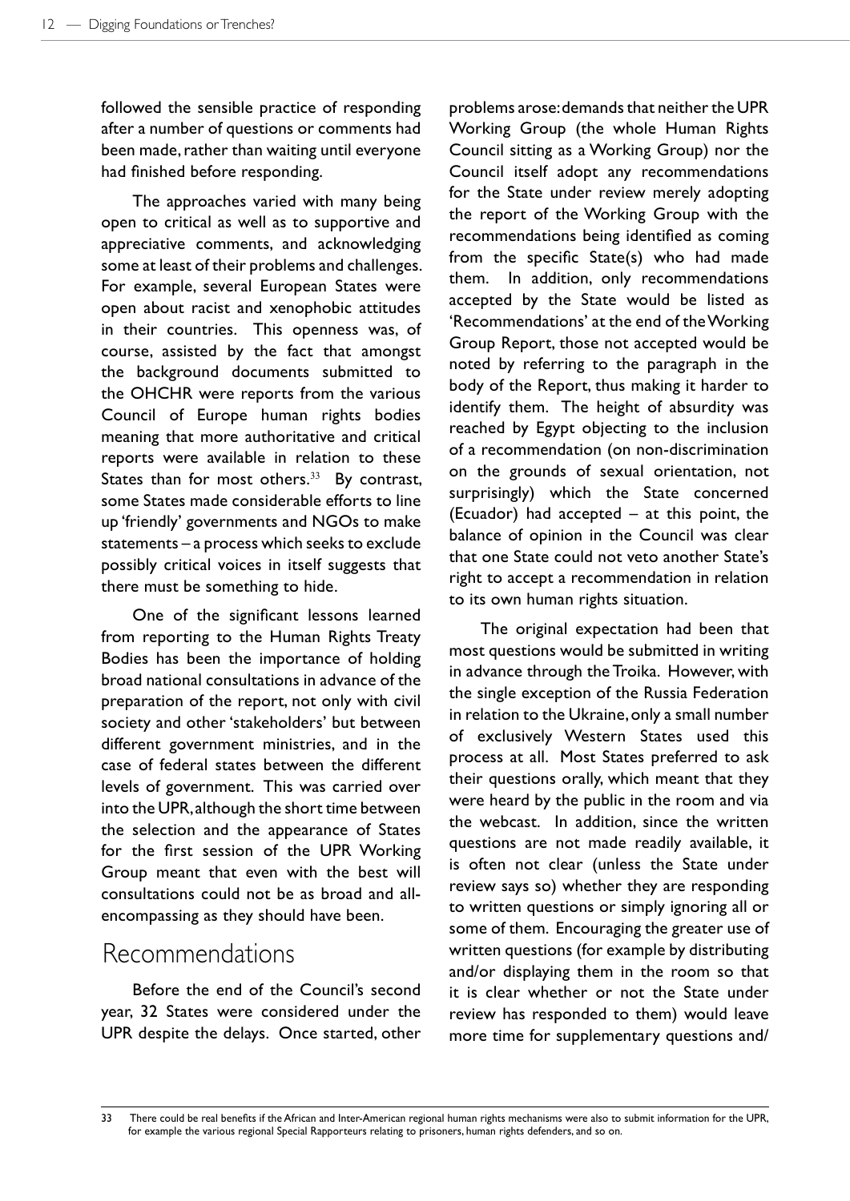followed the sensible practice of responding after a number of questions or comments had been made, rather than waiting until everyone had finished before responding.

The approaches varied with many being open to critical as well as to supportive and appreciative comments, and acknowledging some at least of their problems and challenges. For example, several European States were open about racist and xenophobic attitudes in their countries. This openness was, of course, assisted by the fact that amongst the background documents submitted to the OHCHR were reports from the various Council of Europe human rights bodies meaning that more authoritative and critical reports were available in relation to these States than for most others.[33] By contrast, some States made considerable efforts to line up 'friendly' governments and NGOs to make statements – a process which seeks to exclude possibly critical voices in itself suggests that there must be something to hide.

One of the significant lessons learned from reporting to the Human Rights Treaty Bodies has been the importance of holding broad national consultations in advance of the preparation of the report, not only with civil society and other 'stakeholders' but between different government ministries, and in the case of federal states between the different levels of government. This was carried over into the UPR, although the short time between the selection and the appearance of States for the first session of the UPR Working Group meant that even with the best will consultations could not be as broad and all-encompassing as they should have been.

## Recommendations

Before the end of the Council's second year, 32 States were considered under the UPR despite the delays. Once started, other problems arose: demands that neither the UPR Working Group (the whole Human Rights Council sitting as a Working Group) nor the Council itself adopt any recommendations for the State under review merely adopting the report of the Working Group with the recommendations being identified as coming from the specific State(s) who had made them. In addition, only recommendations accepted by the State would be listed as 'Recommendations' at the end of the Working Group Report, those not accepted would be noted by referring to the paragraph in the body of the Report, thus making it harder to identify them. The height of absurdity was reached by Egypt objecting to the inclusion of a recommendation (on non-discrimination on the grounds of sexual orientation, not surprisingly) which the State concerned (Ecuador) had accepted – at this point, the balance of opinion in the Council was clear that one State could not veto another State's right to accept a recommendation in relation to its own human rights situation.

The original expectation had been that most questions would be submitted in writing in advance through the Troika. However, with the single exception of the Russia Federation in relation to the Ukraine, only a small number of exclusively Western States used this process at all. Most States preferred to ask their questions orally, which meant that they were heard by the public in the room and via the webcast. In addition, since the written questions are not made readily available, it is often not clear (unless the State under review says so) whether they are responding to written questions or simply ignoring all or some of them. Encouraging the greater use of written questions (for example by distributing and/or displaying them in the room so that it is clear whether or not the State under review has responded to them) would leave more time for supplementary questions and/

33 There could be real benefits if the African and Inter-American regional human rights mechanisms were also to submit information for the UPR, for example the various regional Special Rapporteurs relating to prisoners, human rights defenders, and so on.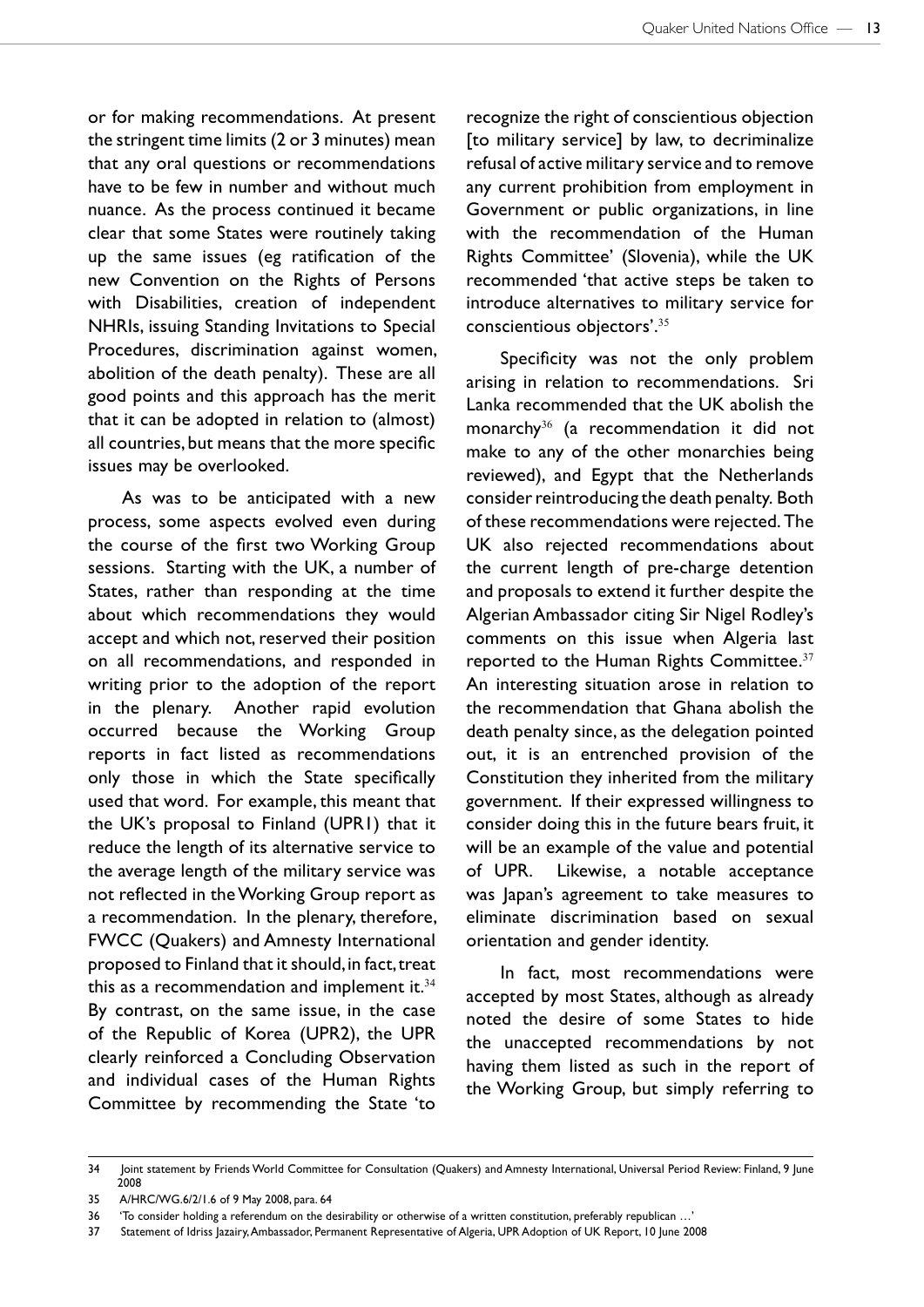or for making recommendations. At present the stringent time limits (2 or 3 minutes) mean that any oral questions or recommendations have to be few in number and without much nuance. As the process continued it became clear that some States were routinely taking up the same issues (eg ratification of the new Convention on the Rights of Persons with Disabilities, creation of independent NHRIs, issuing Standing Invitations to Special Procedures, discrimination against women, abolition of the death penalty). These are all good points and this approach has the merit that it can be adopted in relation to (almost) all countries, but means that the more specific issues may be overlooked.

As was to be anticipated with a new process, some aspects evolved even during the course of the first two Working Group sessions. Starting with the UK, a number of States, rather than responding at the time about which recommendations they would accept and which not, reserved their position on all recommendations, and responded in writing prior to the adoption of the report in the plenary. Another rapid evolution occurred because the Working Group reports in fact listed as recommendations only those in which the State specifically used that word. For example, this meant that the UK's proposal to Finland (UPR1) that it reduce the length of its alternative service to the average length of the military service was not reflected in the Working Group report as a recommendation. In the plenary, therefore, FWCC (Quakers) and Amnesty International proposed to Finland that it should, in fact, treat this as a recommendation and implement it.[34] By contrast, on the same issue, in the case of the Republic of Korea (UPR2), the UPR clearly reinforced a Concluding Observation and individual cases of the Human Rights Committee by recommending the State 'to recognize the right of conscientious objection [to military service] by law, to decriminalize refusal of active military service and to remove any current prohibition from employment in Government or public organizations, in line with the recommendation of the Human Rights Committee' (Slovenia), while the UK recommended 'that active steps be taken to introduce alternatives to military service for conscientious objectors'.[35]

Specificity was not the only problem arising in relation to recommendations. Sri Lanka recommended that the UK abolish the monarchy[36] (a recommendation it did not make to any of the other monarchies being reviewed), and Egypt that the Netherlands consider reintroducing the death penalty. Both of these recommendations were rejected. The UK also rejected recommendations about the current length of pre-charge detention and proposals to extend it further despite the Algerian Ambassador citing Sir Nigel Rodley's comments on this issue when Algeria last reported to the Human Rights Committee.[37] An interesting situation arose in relation to the recommendation that Ghana abolish the death penalty since, as the delegation pointed out, it is an entrenched provision of the Constitution they inherited from the military government. If their expressed willingness to consider doing this in the future bears fruit, it will be an example of the value and potential of UPR. Likewise, a notable acceptance was Japan's agreement to take measures to eliminate discrimination based on sexual orientation and gender identity.

In fact, most recommendations were accepted by most States, although as already noted the desire of some States to hide the unaccepted recommendations by not having them listed as such in the report of the Working Group, but simply referring to

---

34 Joint statement by Friends World Committee for Consultation (Quakers) and Amnesty International, Universal Period Review: Finland, 9 June 2008

35 A/HRC/WG.6/2/1.6 of 9 May 2008, para. 64

36 'To consider holding a referendum on the desirability or otherwise of a written constitution, preferably republican …'

37 Statement of Idriss Jazairy, Ambassador, Permanent Representative of Algeria, UPR Adoption of UK Report, 10 June 2008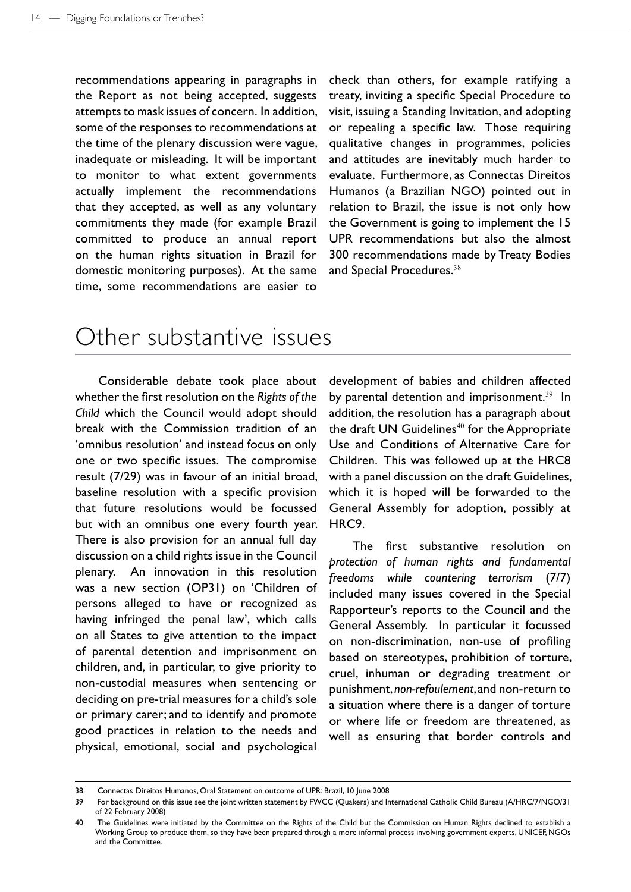recommendations appearing in paragraphs in the Report as not being accepted, suggests attempts to mask issues of concern. In addition, some of the responses to recommendations at the time of the plenary discussion were vague, inadequate or misleading. It will be important to monitor to what extent governments actually implement the recommendations that they accepted, as well as any voluntary commitments they made (for example Brazil committed to produce an annual report on the human rights situation in Brazil for domestic monitoring purposes). At the same time, some recommendations are easier to check than others, for example ratifying a treaty, inviting a specific Special Procedure to visit, issuing a Standing Invitation, and adopting or repealing a specific law. Those requiring qualitative changes in programmes, policies and attitudes are inevitably much harder to evaluate. Furthermore, as Connectas Direitos Humanos (a Brazilian NGO) pointed out in relation to Brazil, the issue is not only how the Government is going to implement the 15 UPR recommendations but also the almost 300 recommendations made by Treaty Bodies and Special Procedures.[38]

# Other substantive issues

Considerable debate took place about whether the first resolution on the *Rights of the Child* which the Council would adopt should break with the Commission tradition of an 'omnibus resolution' and instead focus on only one or two specific issues. The compromise result (7/29) was in favour of an initial broad, baseline resolution with a specific provision that future resolutions would be focussed but with an omnibus one every fourth year. There is also provision for an annual full day discussion on a child rights issue in the Council plenary. An innovation in this resolution was a new section (OP31) on 'Children of persons alleged to have or recognized as having infringed the penal law', which calls on all States to give attention to the impact of parental detention and imprisonment on children, and, in particular, to give priority to non-custodial measures when sentencing or deciding on pre-trial measures for a child's sole or primary carer; and to identify and promote good practices in relation to the needs and physical, emotional, social and psychological development of babies and children affected by parental detention and imprisonment.[39] In addition, the resolution has a paragraph about the draft UN Guidelines[40] for the Appropriate Use and Conditions of Alternative Care for Children. This was followed up at the HRC8 with a panel discussion on the draft Guidelines, which it is hoped will be forwarded to the General Assembly for adoption, possibly at HRC9.

The first substantive resolution on *protection of human rights and fundamental freedoms while countering terrorism* (7/7) included many issues covered in the Special Rapporteur's reports to the Council and the General Assembly. In particular it focussed on non-discrimination, non-use of profiling based on stereotypes, prohibition of torture, cruel, inhuman or degrading treatment or punishment, *non-refoulement*, and non-return to a situation where there is a danger of torture or where life or freedom are threatened, as well as ensuring that border controls and

---

38 Connectas Direitos Humanos, Oral Statement on outcome of UPR: Brazil, 10 June 2008

39 For background on this issue see the joint written statement by FWCC (Quakers) and International Catholic Child Bureau (A/HRC/7/NGO/31 of 22 February 2008)

40 The Guidelines were initiated by the Committee on the Rights of the Child but the Commission on Human Rights declined to establish a Working Group to produce them, so they have been prepared through a more informal process involving government experts, UNICEF, NGOs and the Committee.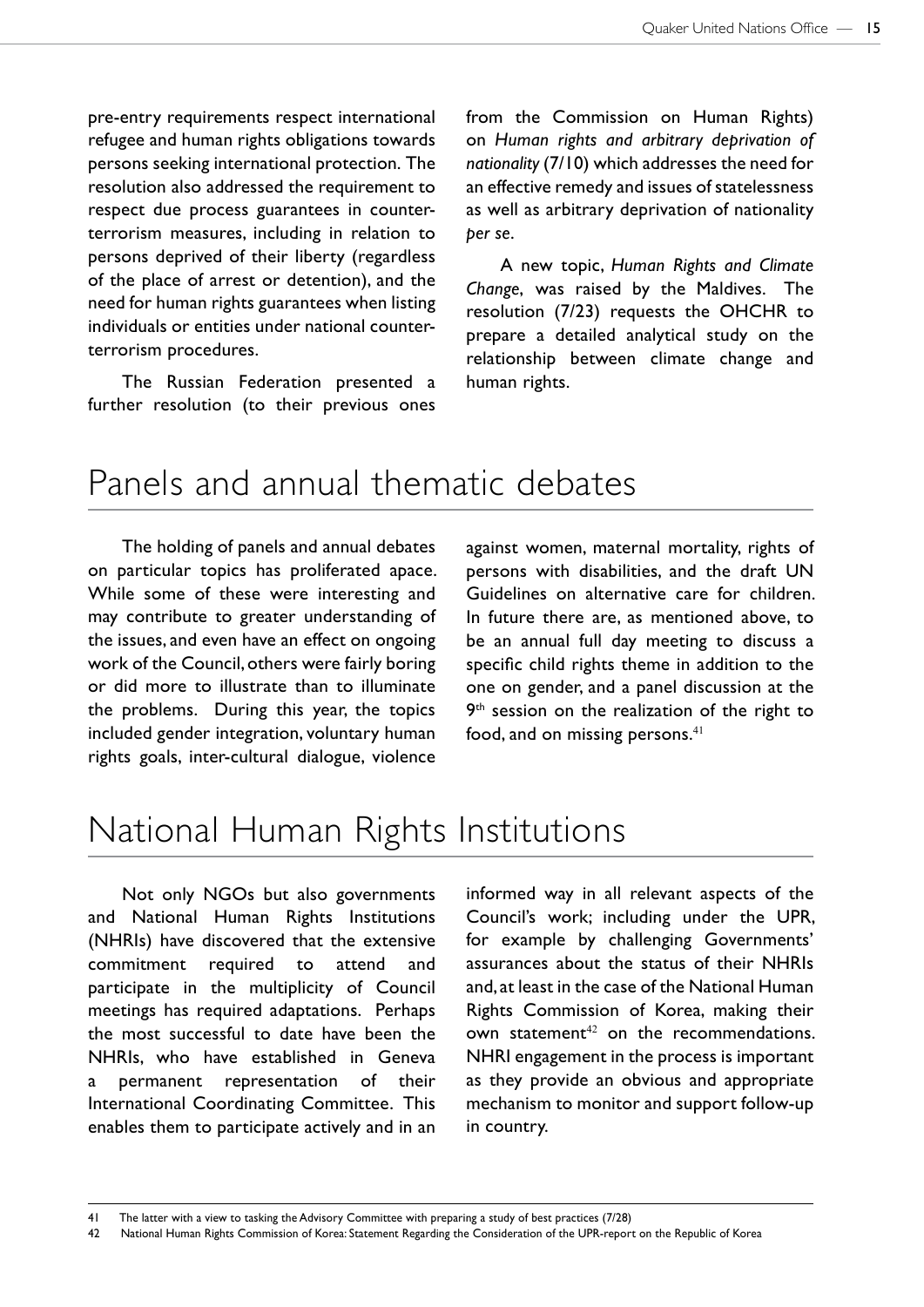pre-entry requirements respect international refugee and human rights obligations towards persons seeking international protection. The resolution also addressed the requirement to respect due process guarantees in counter-terrorism measures, including in relation to persons deprived of their liberty (regardless of the place of arrest or detention), and the need for human rights guarantees when listing individuals or entities under national counter-terrorism procedures.

The Russian Federation presented a further resolution (to their previous ones from the Commission on Human Rights) on *Human rights and arbitrary deprivation of nationality* (7/10) which addresses the need for an effective remedy and issues of statelessness as well as arbitrary deprivation of nationality *per se*.

A new topic, *Human Rights and Climate Change*, was raised by the Maldives. The resolution (7/23) requests the OHCHR to prepare a detailed analytical study on the relationship between climate change and human rights.

# Panels and annual thematic debates

The holding of panels and annual debates on particular topics has proliferated apace. While some of these were interesting and may contribute to greater understanding of the issues, and even have an effect on ongoing work of the Council, others were fairly boring or did more to illustrate than to illuminate the problems. During this year, the topics included gender integration, voluntary human rights goals, inter-cultural dialogue, violence against women, maternal mortality, rights of persons with disabilities, and the draft UN Guidelines on alternative care for children. In future there are, as mentioned above, to be an annual full day meeting to discuss a specific child rights theme in addition to the one on gender, and a panel discussion at the 9th session on the realization of the right to food, and on missing persons.[41]

# National Human Rights Institutions

Not only NGOs but also governments and National Human Rights Institutions (NHRIs) have discovered that the extensive commitment required to attend and participate in the multiplicity of Council meetings has required adaptations. Perhaps the most successful to date have been the NHRIs, who have established in Geneva a permanent representation of their International Coordinating Committee. This enables them to participate actively and in an informed way in all relevant aspects of the Council's work; including under the UPR, for example by challenging Governments' assurances about the status of their NHRIs and, at least in the case of the National Human Rights Commission of Korea, making their own statement[42] on the recommendations. NHRI engagement in the process is important as they provide an obvious and appropriate mechanism to monitor and support follow-up in country.

---

41 The latter with a view to tasking the Advisory Committee with preparing a study of best practices (7/28)

42 National Human Rights Commission of Korea: Statement Regarding the Consideration of the UPR-report on the Republic of Korea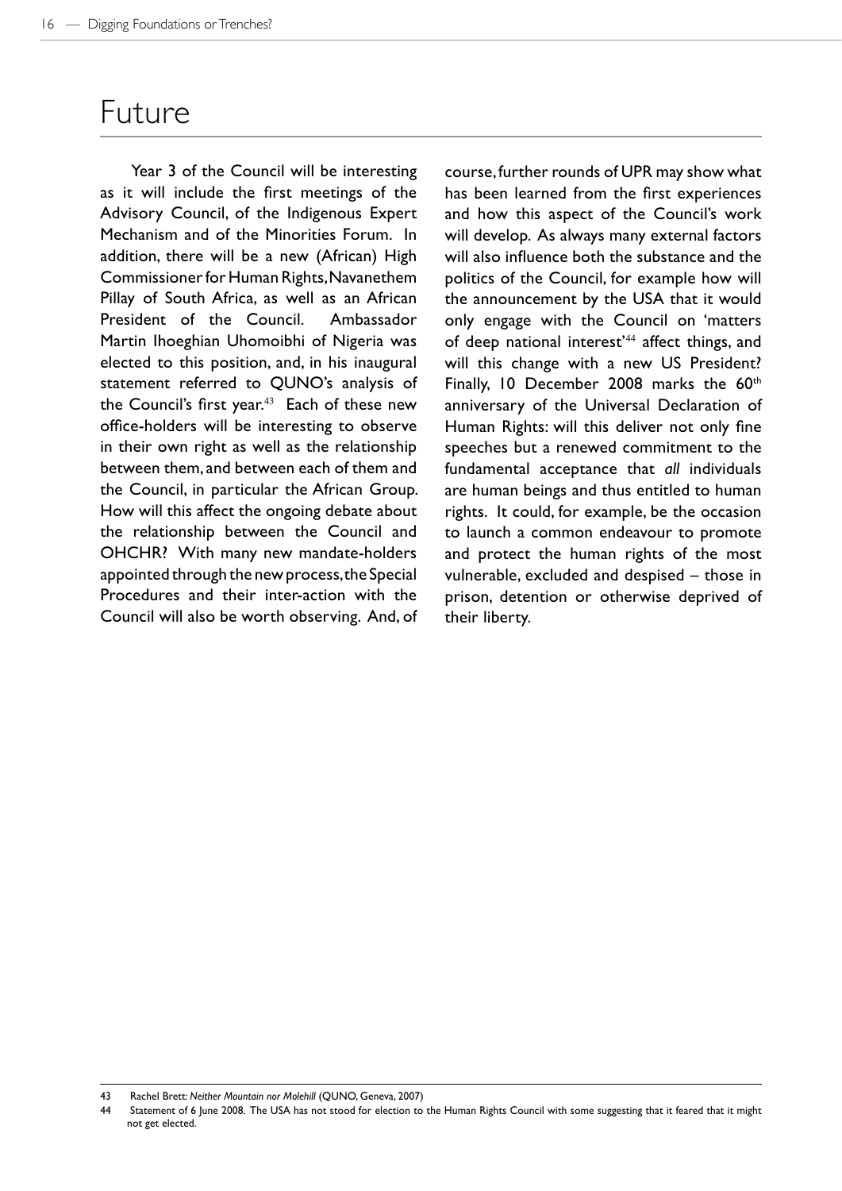# Future

Year 3 of the Council will be interesting as it will include the first meetings of the Advisory Council, of the Indigenous Expert Mechanism and of the Minorities Forum. In addition, there will be a new (African) High Commissioner for Human Rights, Navanethem Pillay of South Africa, as well as an African President of the Council. Ambassador Martin Ihoeghian Uhomoibhi of Nigeria was elected to this position, and, in his inaugural statement referred to QUNO's analysis of the Council's first year.[43] Each of these new office-holders will be interesting to observe in their own right as well as the relationship between them, and between each of them and the Council, in particular the African Group. How will this affect the ongoing debate about the relationship between the Council and OHCHR? With many new mandate-holders appointed through the new process, the Special Procedures and their inter-action with the Council will also be worth observing. And, of course, further rounds of UPR may show what has been learned from the first experiences and how this aspect of the Council's work will develop. As always many external factors will also influence both the substance and the politics of the Council, for example how will the announcement by the USA that it would only engage with the Council on 'matters of deep national interest'[44] affect things, and will this change with a new US President? Finally, 10 December 2008 marks the 60th anniversary of the Universal Declaration of Human Rights: will this deliver not only fine speeches but a renewed commitment to the fundamental acceptance that *all* individuals are human beings and thus entitled to human rights. It could, for example, be the occasion to launch a common endeavour to promote and protect the human rights of the most vulnerable, excluded and despised – those in prison, detention or otherwise deprived of their liberty.

---

43 Rachel Brett: *Neither Mountain nor Molehill* (QUNO, Geneva, 2007)

44 Statement of 6 June 2008. The USA has not stood for election to the Human Rights Council with some suggesting that it feared that it might not get elected.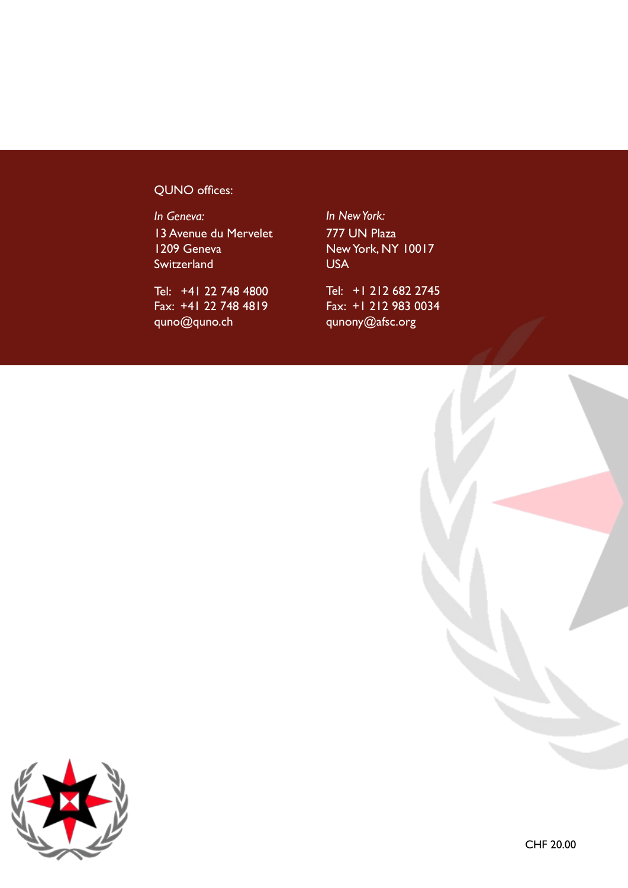QUNO offices:

*In Geneva:*
13 Avenue du Mervelet
1209 Geneva
Switzerland

Tel: +41 22 748 4800
Fax: +41 22 748 4819
quno@quno.ch

*In New York:*
777 UN Plaza
New York, NY 10017
USA

Tel: +1 212 682 2745
Fax: +1 212 983 0034
qunony@afsc.org

CHF 20.00